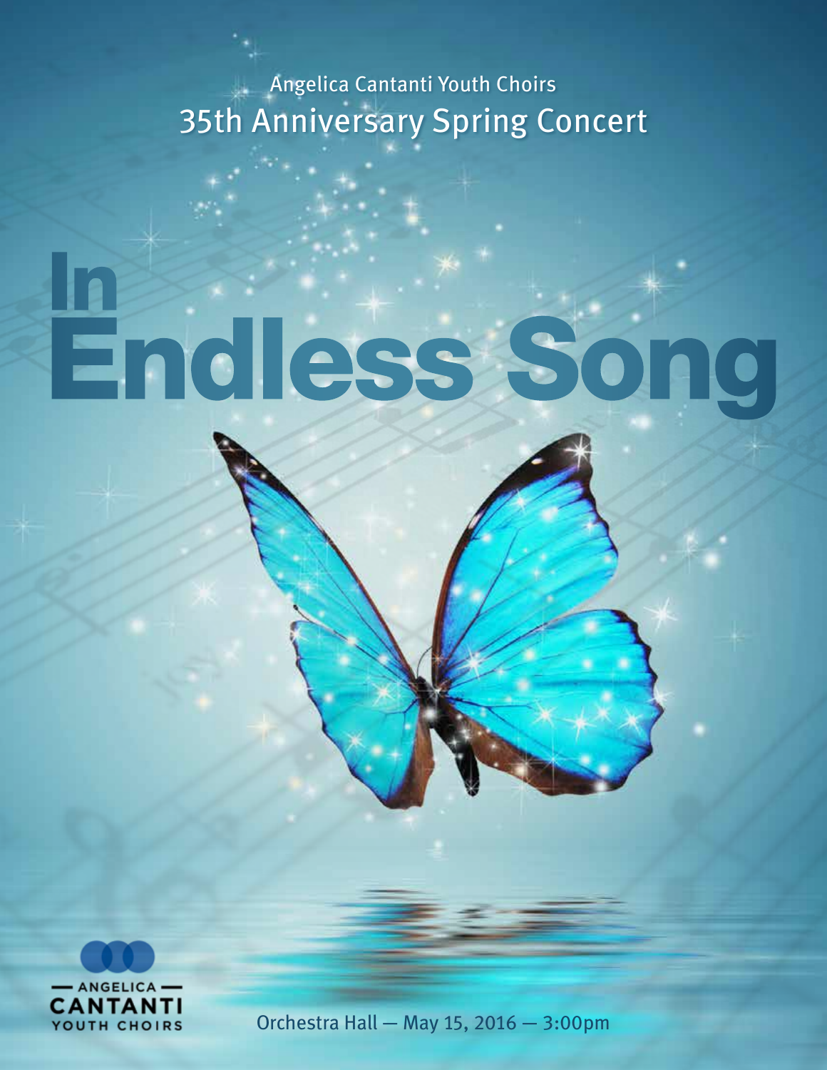Angelica Cantanti Youth Choirs

35th Anniversary Spring Concert

# In Endless Song

ANGELICA CANTANTI YOUTH CHOIRS

Orchestra Hall — May 15, 2016 — 3:00pm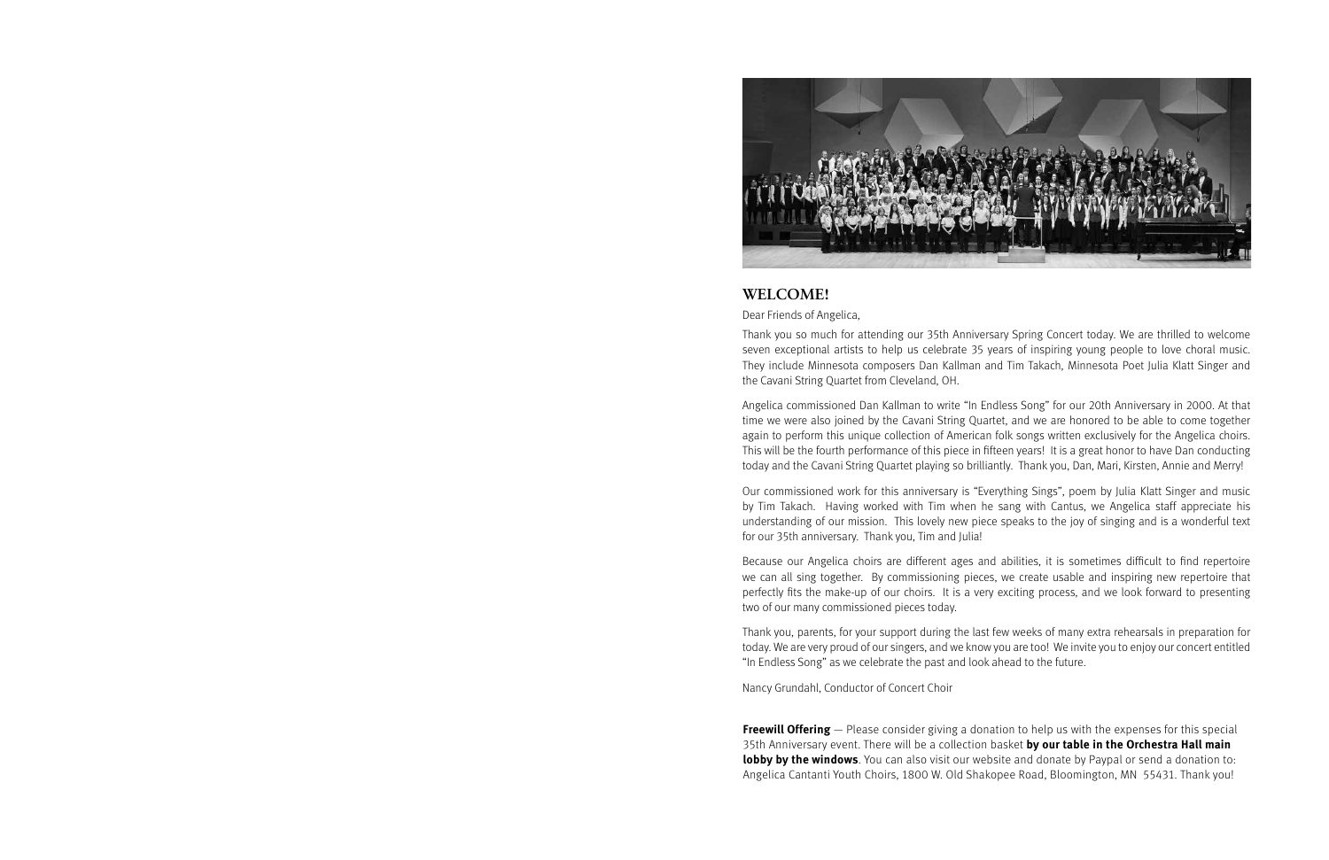## WELCOME!

Dear Friends of Angelica,

Thank you so much for attending our 35th Anniversary Spring Concert today. We are thrilled to welcome seven exceptional artists to help us celebrate 35 years of inspiring young people to love choral music. They include Minnesota composers Dan Kallman and Tim Takach, Minnesota Poet Julia Klatt Singer and the Cavani String Quartet from Cleveland, OH.

Angelica commissioned Dan Kallman to write "In Endless Song" for our 20th Anniversary in 2000. At that time we were also joined by the Cavani String Quartet, and we are honored to be able to come together again to perform this unique collection of American folk songs written exclusively for the Angelica choirs. This will be the fourth performance of this piece in fifteen years! It is a great honor to have Dan conducting today and the Cavani String Quartet playing so brilliantly. Thank you, Dan, Mari, Kirsten, Annie and Merry!

Our commissioned work for this anniversary is "Everything Sings", poem by Julia Klatt Singer and music by Tim Takach. Having worked with Tim when he sang with Cantus, we Angelica staff appreciate his understanding of our mission. This lovely new piece speaks to the joy of singing and is a wonderful text for our 35th anniversary. Thank you, Tim and Julia!

Because our Angelica choirs are different ages and abilities, it is sometimes difficult to find repertoire we can all sing together. By commissioning pieces, we create usable and inspiring new repertoire that perfectly fits the make-up of our choirs. It is a very exciting process, and we look forward to presenting two of our many commissioned pieces today.

Thank you, parents, for your support during the last few weeks of many extra rehearsals in preparation for today. We are very proud of our singers, and we know you are too! We invite you to enjoy our concert entitled "In Endless Song" as we celebrate the past and look ahead to the future.

Nancy Grundahl, Conductor of Concert Choir

**Freewill Offering** — Please consider giving a donation to help us with the expenses for this special 35th Anniversary event. There will be a collection basket **by our table in the Orchestra Hall main lobby by the windows**. You can also visit our website and donate by Paypal or send a donation to: Angelica Cantanti Youth Choirs, 1800 W. Old Shakopee Road, Bloomington, MN 55431. Thank you!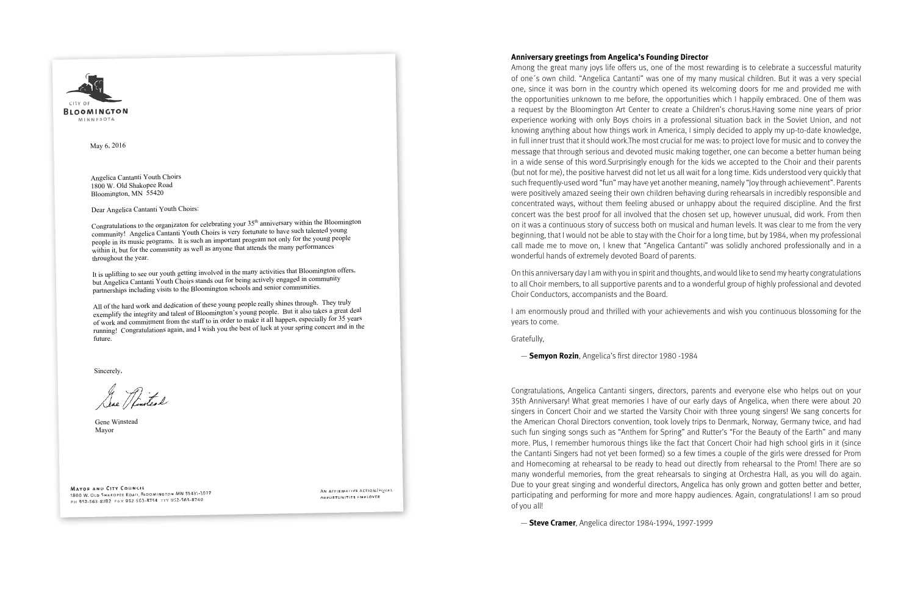CITY OF
**BLOOMINGTON**
MINNESOTA

May 6, 2016

Angelica Cantanti Youth Choirs
1800 W. Old Shakopee Road
Bloomington, MN 55420

Dear Angelica Cantanti Youth Choirs:

Congratulations to the organizaton for celebrating your 35th anniversary within the Bloomington community! Angelica Cantanti Youth Choirs is very fortunate to have such talented young people in its music programs. It is such an important program not only for the young people within it, but for the community as well as anyone that attends the many performances throughout the year.

It is uplifting to see our youth getting involved in the many activities that Bloomington offers, but Angelica Cantanti Youth Choirs stands out for being actively engaged in community partnerships including visits to the Bloomington schools and senior communities.

All of the hard work and dedication of these young people really shines through. They truly exemplify the integrity and talent of Bloomington's young people. But it also takes a great deal of work and commitment from the staff to in order to make it all happen, especially for 35 years running! Congratulations again, and I wish you the best of luck at your spring concert and in the future.

Sincerely,

Gene Winstead
Mayor

MAYOR AND CITY COUNCIL
1800 W. OLD SHAKOPEE ROAD, BLOOMINGTON MN 55431-3027
PH 952-563-8782 FAX 952-563-8754 TTY 952-563-8740

AN AFFIRMATIVE ACTION/EQUAL OPPORTUNITIES EMPLOYER

**Anniversary greetings from Angelica's Founding Director**

Among the great many joys life offers us, one of the most rewarding is to celebrate a successful maturity of one´s own child. "Angelica Cantanti" was one of my many musical children. But it was a very special one, since it was born in the country which opened its welcoming doors for me and provided me with the opportunities unknown to me before, the opportunities which I happily embraced. One of them was a request by the Bloomington Art Center to create a Children's chorus.Having some nine years of prior experience working with only Boys choirs in a professional situation back in the Soviet Union, and not knowing anything about how things work in America, I simply decided to apply my up-to-date knowledge, in full inner trust that it should work.The most crucial for me was: to project love for music and to convey the message that through serious and devoted music making together, one can become a better human being in a wide sense of this word.Surprisingly enough for the kids we accepted to the Choir and their parents (but not for me), the positive harvest did not let us all wait for a long time. Kids understood very quickly that such frequently-used word "fun" may have yet another meaning, namely "Joy through achievement". Parents were positively amazed seeing their own children behaving during rehearsals in incredibly responsible and concentrated ways, without them feeling abused or unhappy about the required discipline. And the first concert was the best proof for all involved that the chosen set up, however unusual, did work. From then on it was a continuous story of success both on musical and human levels. It was clear to me from the very beginning, that I would not be able to stay with the Choir for a long time, but by 1984, when my professional call made me to move on, I knew that "Angelica Cantanti" was solidly anchored professionally and in a wonderful hands of extremely devoted Board of parents.

On this anniversary day I am with you in spirit and thoughts, and would like to send my hearty congratulations to all Choir members, to all supportive parents and to a wonderful group of highly professional and devoted Choir Conductors, accompanists and the Board.

I am enormously proud and thrilled with your achievements and wish you continuous blossoming for the years to come.

Gratefully,

— **Semyon Rozin**, Angelica's first director 1980 -1984

Congratulations, Angelica Cantanti singers, directors, parents and everyone else who helps out on your 35th Anniversary! What great memories I have of our early days of Angelica, when there were about 20 singers in Concert Choir and we started the Varsity Choir with three young singers! We sang concerts for the American Choral Directors convention, took lovely trips to Denmark, Norway, Germany twice, and had such fun singing songs such as "Anthem for Spring" and Rutter's "For the Beauty of the Earth" and many more. Plus, I remember humorous things like the fact that Concert Choir had high school girls in it (since the Cantanti Singers had not yet been formed) so a few times a couple of the girls were dressed for Prom and Homecoming at rehearsal to be ready to head out directly from rehearsal to the Prom! There are so many wonderful memories, from the great rehearsals to singing at Orchestra Hall, as you will do again. Due to your great singing and wonderful directors, Angelica has only grown and gotten better and better, participating and performing for more and more happy audiences. Again, congratulations! I am so proud of you all!

— **Steve Cramer**, Angelica director 1984-1994, 1997-1999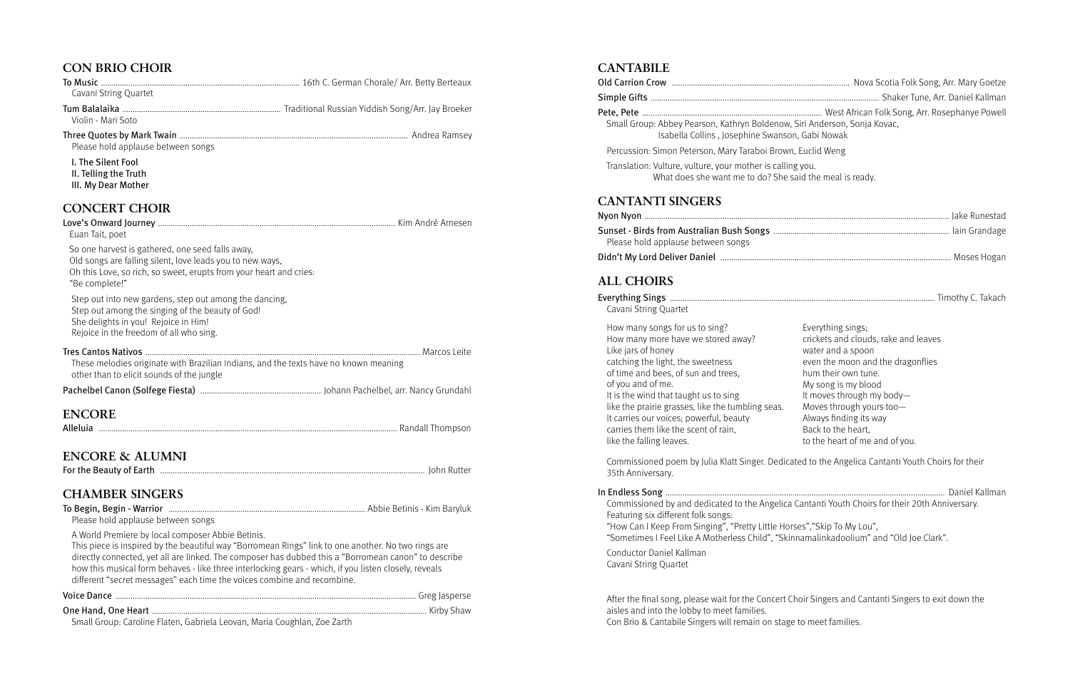## CON BRIO CHOIR

**To Music** ............ 16th C. German Chorale/ Arr. Betty Berteaux
Cavani String Quartet

**Tum Balalaika** ............ Traditional Russian Yiddish Song/Arr. Jay Broeker
Violin - Mari Soto

**Three Quotes by Mark Twain** ............ Andrea Ramsey
Please hold applause between songs

I. The Silent Fool
II. Telling the Truth
III. My Dear Mother

## CONCERT CHOIR

**Love's Onward Journey** ............ Kim André Arnesen
Euan Tait, poet

So one harvest is gathered, one seed falls away,
Old songs are falling silent, love leads you to new ways,
Oh this Love, so rich, so sweet, erupts from your heart and cries:
"Be complete!"

Step out into new gardens, step out among the dancing,
Step out among the singing of the beauty of God!
She delights in you! Rejoice in Him!
Rejoice in the freedom of all who sing.

**Tres Cantos Nativos** ............ Marcos Leite
These melodies originate with Brazilian Indians, and the texts have no known meaning other than to elicit sounds of the jungle

**Pachelbel Canon (Solfege Fiesta)** ............ Johann Pachelbel, arr. Nancy Grundahl

## ENCORE

**Alleluia** ............ Randall Thompson

## ENCORE & ALUMNI

**For the Beauty of Earth** ............ John Rutter

## CHAMBER SINGERS

**To Begin, Begin - Warrior** ............ Abbie Betinis - Kim Baryluk
Please hold applause between songs

A World Premiere by local composer Abbie Betinis.
This piece is inspired by the beautiful way "Borromean Rings" link to one another. No two rings are directly connected, yet all are linked. The composer has dubbed this a "Borromean canon" to describe how this musical form behaves - like three interlocking gears - which, if you listen closely, reveals different "secret messages" each time the voices combine and recombine.

**Voice Dance** ............ Greg Jasperse

**One Hand, One Heart** ............ Kirby Shaw
Small Group: Caroline Flaten, Gabriela Leovan, Maria Coughlan, Zoe Zarth

## CANTABILE

**Old Carrion Crow** ............ Nova Scotia Folk Song, Arr. Mary Goetze

**Simple Gifts** ............ Shaker Tune, Arr. Daniel Kallman

**Pete, Pete** ............ West African Folk Song, Arr. Rosephanye Powell
Small Group: Abbey Pearson, Kathryn Boldenow, Siri Anderson, Sonja Kovac,
Isabella Collins , Josephine Swanson, Gabi Nowak

Percussion: Simon Peterson, Mary Taraboi Brown, Euclid Weng

Translation: Vulture, vulture, your mother is calling you.
What does she want me to do? She said the meal is ready.

## CANTANTI SINGERS

**Nyon Nyon** ............ Jake Runestad

**Sunset - Birds from Australian Bush Songs** ............ Iain Grandage
Please hold applause between songs

**Didn't My Lord Deliver Daniel** ............ Moses Hogan

## ALL CHOIRS

**Everything Sings** ............ Timothy C. Takach
Cavani String Quartet

How many songs for us to sing?
How many more have we stored away?
Like jars of honey
catching the light, the sweetness
of time and bees, of sun and trees,
of you and of me.
It is the wind that taught us to sing
like the prairie grasses, like the tumbling seas.
It carries our voices; powerful, beauty
carries them like the scent of rain,
like the falling leaves.

Everything sings;
crickets and clouds, rake and leaves
water and a spoon
even the moon and the dragonflies
hum their own tune.
My song is my blood
It moves through my body—
Moves through yours too—
Always finding its way
Back to the heart,
to the heart of me and of you.

Commissioned poem by Julia Klatt Singer. Dedicated to the Angelica Cantanti Youth Choirs for their 35th Anniversary.

**In Endless Song** ............ Daniel Kallman
Commissioned by and dedicated to the Angelica Cantanti Youth Choirs for their 20th Anniversary.
Featuring six different folk songs:
"How Can I Keep From Singing", "Pretty Little Horses","Skip To My Lou",
"Sometimes I Feel Like A Motherless Child", "Skinnamalinkadoolium" and "Old Joe Clark".

Conductor Daniel Kallman
Cavani String Quartet

After the final song, please wait for the Concert Choir Singers and Cantanti Singers to exit down the aisles and into the lobby to meet families.
Con Brio & Cantabile Singers will remain on stage to meet families.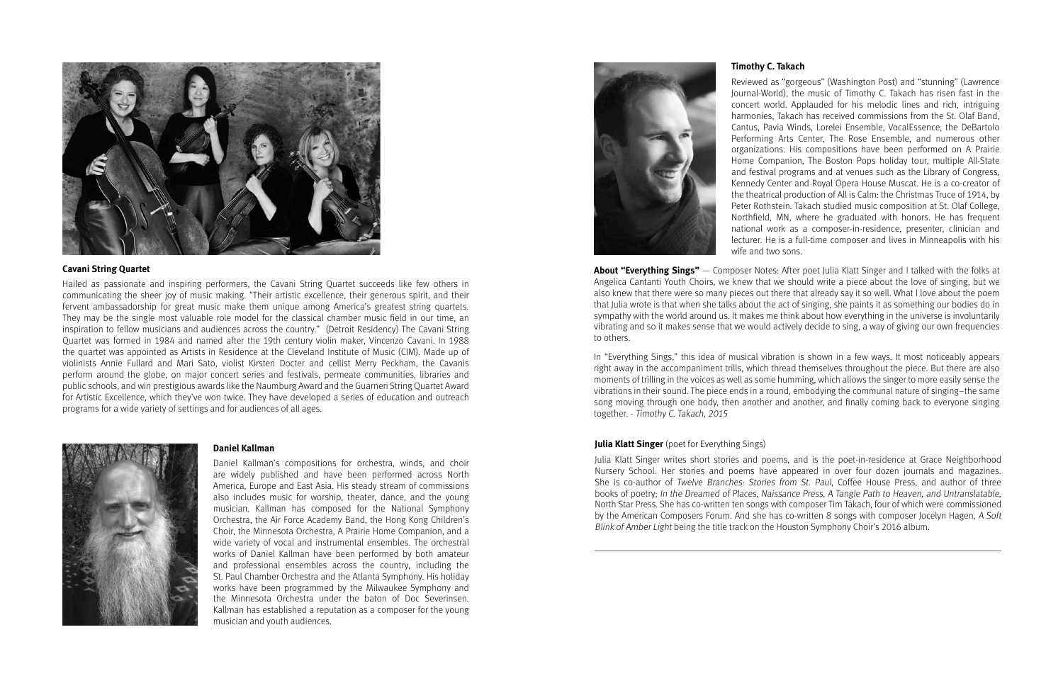### Cavani String Quartet

Hailed as passionate and inspiring performers, the Cavani String Quartet succeeds like few others in communicating the sheer joy of music making. "Their artistic excellence, their generous spirit, and their fervent ambassadorship for great music make them unique among America's greatest string quartets. They may be the single most valuable role model for the classical chamber music field in our time, an inspiration to fellow musicians and audiences across the country." (Detroit Residency) The Cavani String Quartet was formed in 1984 and named after the 19th century violin maker, Vincenzo Cavani. In 1988 the quartet was appointed as Artists in Residence at the Cleveland Institute of Music (CIM). Made up of violinists Annie Fullard and Mari Sato, violist Kirsten Docter and cellist Merry Peckham, the Cavanis perform around the globe, on major concert series and festivals, permeate communities, libraries and public schools, and win prestigious awards like the Naumburg Award and the Guarneri String Quartet Award for Artistic Excellence, which they've won twice. They have developed a series of education and outreach programs for a wide variety of settings and for audiences of all ages.

### Daniel Kallman

Daniel Kallman's compositions for orchestra, winds, and choir are widely published and have been performed across North America, Europe and East Asia. His steady stream of commissions also includes music for worship, theater, dance, and the young musician. Kallman has composed for the National Symphony Orchestra, the Air Force Academy Band, the Hong Kong Children's Choir, the Minnesota Orchestra, A Prairie Home Companion, and a wide variety of vocal and instrumental ensembles. The orchestral works of Daniel Kallman have been performed by both amateur and professional ensembles across the country, including the St. Paul Chamber Orchestra and the Atlanta Symphony. His holiday works have been programmed by the Milwaukee Symphony and the Minnesota Orchestra under the baton of Doc Severinsen. Kallman has established a reputation as a composer for the young musician and youth audiences.

### Timothy C. Takach

Reviewed as "gorgeous" (Washington Post) and "stunning" (Lawrence Journal-World), the music of Timothy C. Takach has risen fast in the concert world. Applauded for his melodic lines and rich, intriguing harmonies, Takach has received commissions from the St. Olaf Band, Cantus, Pavia Winds, Lorelei Ensemble, VocalEssence, the DeBartolo Performing Arts Center, The Rose Ensemble, and numerous other organizations. His compositions have been performed on A Prairie Home Companion, The Boston Pops holiday tour, multiple All-State and festival programs and at venues such as the Library of Congress, Kennedy Center and Royal Opera House Muscat. He is a co-creator of the theatrical production of All is Calm: the Christmas Truce of 1914, by Peter Rothstein. Takach studied music composition at St. Olaf College, Northfield, MN, where he graduated with honors. He has frequent national work as a composer-in-residence, presenter, clinician and lecturer. He is a full-time composer and lives in Minneapolis with his wife and two sons.

**About "Everything Sings"** — Composer Notes: After poet Julia Klatt Singer and I talked with the folks at Angelica Cantanti Youth Choirs, we knew that we should write a piece about the love of singing, but we also knew that there were so many pieces out there that already say it so well. What I love about the poem that Julia wrote is that when she talks about the act of singing, she paints it as something our bodies do in sympathy with the world around us. It makes me think about how everything in the universe is involuntarily vibrating and so it makes sense that we would actively decide to sing, a way of giving our own frequencies to others.

In "Everything Sings," this idea of musical vibration is shown in a few ways. It most noticeably appears right away in the accompaniment trills, which thread themselves throughout the piece. But there are also moments of trilling in the voices as well as some humming, which allows the singer to more easily sense the vibrations in their sound. The piece ends in a round, embodying the communal nature of singing–the same song moving through one body, then another and another, and finally coming back to everyone singing together. - *Timothy C. Takach, 2015*

### Julia Klatt Singer (poet for Everything Sings)

Julia Klatt Singer writes short stories and poems, and is the poet-in-residence at Grace Neighborhood Nursery School. Her stories and poems have appeared in over four dozen journals and magazines. She is co-author of *Twelve Branches: Stories from St. Paul*, Coffee House Press, and author of three books of poetry; *In the Dreamed of Places, Naissance Press, A Tangle Path to Heaven, and Untranslatable*, North Star Press. She has co-written ten songs with composer Tim Takach, four of which were commissioned by the American Composers Forum. And she has co-written 8 songs with composer Jocelyn Hagen, *A Soft Blink of Amber Light* being the title track on the Houston Symphony Choir's 2016 album.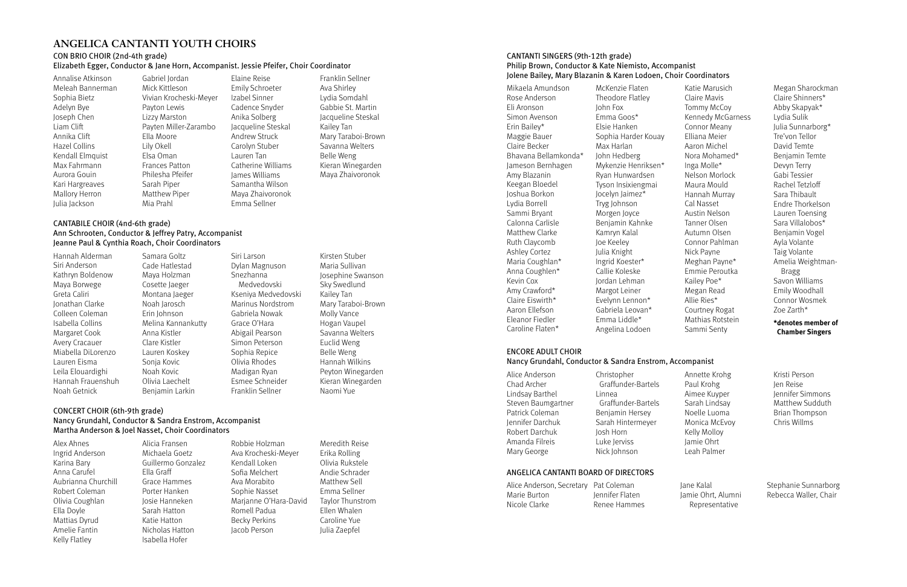# ANGELICA CANTANTI YOUTH CHOIRS

## CON BRIO CHOIR (2nd-4th grade)

Elizabeth Egger, Conductor & Jane Horn, Accompanist. Jessie Pfeifer, Choir Coordinator

Annalise Atkinson
Meleah Bannerman
Sophia Bietz
Adelyn Bye
Joseph Chen
Liam Clift
Annika Clift
Hazel Collins
Kendall Elmquist
Max Fahrmann
Aurora Gouin
Kari Hargreaves
Mallory Herron
Julia Jackson
Gabriel Jordan
Mick Kittleson
Vivian Krocheski-Meyer
Payton Lewis
Lizzy Marston
Payten Miller-Zarambo
Ella Moore
Lily Okell
Elsa Oman
Frances Patton
Philesha Pfeifer
Sarah Piper
Matthew Piper
Mia Prahl
Elaine Reise
Emily Schroeter
Izabel Sinner
Cadence Snyder
Anika Solberg
Jacqueline Steskal
Andrew Struck
Carolyn Stuber
Lauren Tan
Catherine Williams
James Williams
Samantha Wilson
Maya Zhaivoronok
Emma Sellner
Franklin Sellner
Ava Shirley
Lydia Somdahl
Gabbie St. Martin
Jacqueline Steskal
Kailey Tan
Mary Taraboi-Brown
Savanna Welters
Belle Weng
Kieran Winegarden
Maya Zhaivoronok

## CANTABILE CHOIR (4nd-6th grade)

Ann Schrooten, Conductor & Jeffrey Patry, Accompanist
Jeanne Paul & Cynthia Roach, Choir Coordinators

Hannah Alderman
Siri Anderson
Kathryn Boldenow
Maya Borwege
Greta Caliri
Jonathan Clarke
Colleen Coleman
Isabella Collins
Margaret Cook
Avery Cracauer
Miabella DiLorenzo
Lauren Eisma
Leila Elouardighi
Hannah Frauenshuh
Noah Getnick
Samara Goltz
Cade Hatlestad
Maya Holzman
Cosette Jaeger
Montana Jaeger
Noah Jarosch
Erin Johnson
Melina Kannankutty
Anna Kistler
Clare Kistler
Lauren Koskey
Sonja Kovic
Noah Kovic
Olivia Laechelt
Benjamin Larkin
Siri Larson
Dylan Magnuson
Snezhanna Medvedovski
Kseniya Medvedovski
Marinus Nordstrom
Gabriela Nowak
Grace O'Hara
Abigail Pearson
Simon Peterson
Sophia Repice
Olivia Rhodes
Madigan Ryan
Esmee Schneider
Franklin Sellner
Kirsten Stuber
Maria Sullivan
Josephine Swanson
Sky Swedlund
Kailey Tan
Mary Taraboi-Brown
Molly Vance
Hogan Vaupel
Savanna Welters
Euclid Weng
Belle Weng
Hannah Wilkins
Peyton Winegarden
Kieran Winegarden
Naomi Yue

## CONCERT CHOIR (6th-9th grade)

Nancy Grundahl, Conductor & Sandra Enstrom, Accompanist
Martha Anderson & Joel Nasset, Choir Coordinators

Alex Ahnes
Ingrid Anderson
Karina Bary
Anna Carufel
Aubrianna Churchill
Robert Coleman
Olivia Coughlan
Ella Doyle
Mattias Dyrud
Amelie Fantin
Kelly Flatley
Alicia Fransen
Michaela Goetz
Guillermo Gonzalez
Ella Graff
Grace Hammes
Porter Hanken
Josie Hanneken
Sarah Hatton
Katie Hatton
Nicholas Hatton
Isabella Hofer
Robbie Holzman
Ava Krocheski-Meyer
Kendall Loken
Sofia Melchert
Ava Morabito
Sophie Nasset
Marjanne O'Hara-David
Romell Padua
Becky Perkins
Jacob Person
Meredith Reise
Erika Rolling
Olivia Rukstele
Andie Schrader
Matthew Sell
Emma Sellner
Taylor Thunstrom
Ellen Whalen
Caroline Yue
Julia Zaepfel

## CANTANTI SINGERS (9th-12th grade)

Philip Brown, Conductor & Kate Niemisto, Accompanist
Jolene Bailey, Mary Blazanin & Karen Lodoen, Choir Coordinators

Mikaela Amundson
Rose Anderson
Eli Aronson
Simon Avenson
Erin Bailey*
Maggie Bauer
Claire Becker
Bhavana Bellamkonda*
Jameson Bernhagen
Amy Blazanin
Keegan Bloedel
Joshua Borkon
Lydia Borrell
Sammi Bryant
Calonna Carlisle
Matthew Clarke
Ruth Claycomb
Ashley Cortez
Maria Coughlan*
Anna Coughlen*
Kevin Cox
Amy Crawford*
Claire Eiswirth*
Aaron Ellefson
Eleanor Fiedler
Caroline Flaten*
McKenzie Flaten
Theodore Flatley
John Fox
Emma Goos*
Elsie Hanken
Sophia Harder Kouay
Max Harlan
John Hedberg
Mykenzie Henriksen*
Ryan Hunwardsen
Tyson Insixiengmai
Jocelyn Jaimez*
Tryg Johnson
Morgen Joyce
Benjamin Kahnke
Kamryn Kalal
Joe Keeley
Julia Knight
Ingrid Koester*
Callie Koleske
Jordan Lehman
Margot Leiner
Evelynn Lennon*
Gabriela Leovan*
Emma Liddle*
Angelina Lodoen
Katie Marusich
Claire Mavis
Tommy McCoy
Kennedy McGarness
Connor Meany
Elliana Meier
Aaron Michel
Nora Mohamed*
Inga Molle*
Nelson Morlock
Maura Mould
Hannah Murray
Cal Nasset
Austin Nelson
Tanner Olsen
Autumn Olsen
Connor Pahlman
Nick Payne
Meghan Payne*
Emmie Peroutka
Kailey Poe*
Megan Read
Allie Ries*
Courtney Rogat
Mathias Rotstein
Sammi Senty
Megan Sharockman
Claire Shinners*
Abby Skapyak*
Lydia Sulik
Julia Sunnarborg*
Tre'von Tellor
David Temte
Benjamin Temte
Devyn Terry
Gabi Tessier
Rachel Tetzloff
Sara Thibault
Endre Thorkelson
Lauren Toensing
Sara Villalobos*
Benjamin Vogel
Ayla Volante
Taig Volante
Amelia Weightman-Bragg
Savon Williams
Emily Woodhall
Connor Wosmek
Zoe Zarth*

**\*denotes member of Chamber Singers**

## ENCORE ADULT CHOIR

Nancy Grundahl, Conductor & Sandra Enstrom, Accompanist

Alice Anderson
Chad Archer
Lindsay Barthel
Steven Baumgartner
Patrick Coleman
Jennifer Darchuk
Robert Darchuk
Amanda Filreis
Mary George
Christopher Graffunder-Bartels
Linnea Graffunder-Bartels
Benjamin Hersey
Sarah Hintermeyer
Josh Horn
Luke Jerviss
Nick Johnson
Annette Krohg
Paul Krohg
Aimee Kuyper
Sarah Lindsay
Noelle Luoma
Monica McEvoy
Kelly Molloy
Jamie Ohrt
Leah Palmer
Kristi Person
Jen Reise
Jennifer Simmons
Matthew Sudduth
Brian Thompson
Chris Willms

## ANGELICA CANTANTI BOARD OF DIRECTORS

Alice Anderson, Secretary
Marie Burton
Nicole Clarke
Pat Coleman
Jennifer Flaten
Renee Hammes
Jane Kalal
Jamie Ohrt, Alumni Representative
Stephanie Sunnarborg
Rebecca Waller, Chair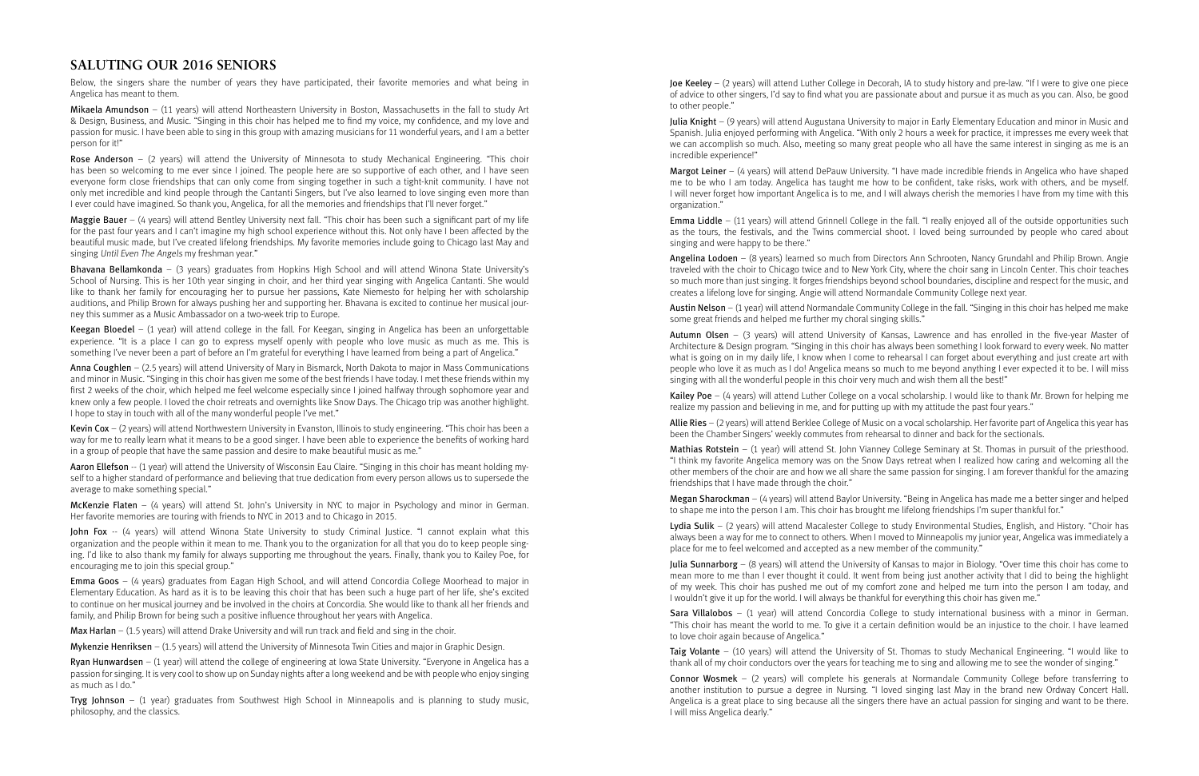## SALUTING OUR 2016 SENIORS

Below, the singers share the number of years they have participated, their favorite memories and what being in Angelica has meant to them.

**Mikaela Amundson** – (11 years) will attend Northeastern University in Boston, Massachusetts in the fall to study Art & Design, Business, and Music. "Singing in this choir has helped me to find my voice, my confidence, and my love and passion for music. I have been able to sing in this group with amazing musicians for 11 wonderful years, and I am a better person for it!"

**Rose Anderson** – (2 years) will attend the University of Minnesota to study Mechanical Engineering. "This choir has been so welcoming to me ever since I joined. The people here are so supportive of each other, and I have seen everyone form close friendships that can only come from singing together in such a tight-knit community. I have not only met incredible and kind people through the Cantanti Singers, but I've also learned to love singing even more than I ever could have imagined. So thank you, Angelica, for all the memories and friendships that I'll never forget."

**Maggie Bauer** – (4 years) will attend Bentley University next fall. "This choir has been such a significant part of my life for the past four years and I can't imagine my high school experience without this. Not only have I been affected by the beautiful music made, but I've created lifelong friendships. My favorite memories include going to Chicago last May and singing *Until Even The Angels* my freshman year."

**Bhavana Bellamkonda** – (3 years) graduates from Hopkins High School and will attend Winona State University's School of Nursing. This is her 10th year singing in choir, and her third year singing with Angelica Cantanti. She would like to thank her family for encouraging her to pursue her passions, Kate Niemesto for helping her with scholarship auditions, and Philip Brown for always pushing her and supporting her. Bhavana is excited to continue her musical journey this summer as a Music Ambassador on a two-week trip to Europe.

**Keegan Bloedel** – (1 year) will attend college in the fall. For Keegan, singing in Angelica has been an unforgettable experience. "It is a place I can go to express myself openly with people who love music as much as me. This is something I've never been a part of before an I'm grateful for everything I have learned from being a part of Angelica."

**Anna Coughlen** – (2.5 years) will attend University of Mary in Bismarck, North Dakota to major in Mass Communications and minor in Music. "Singing in this choir has given me some of the best friends I have today. I met these friends within my first 2 weeks of the choir, which helped me feel welcome especially since I joined halfway through sophomore year and knew only a few people. I loved the choir retreats and overnights like Snow Days. The Chicago trip was another highlight. I hope to stay in touch with all of the many wonderful people I've met."

**Kevin Cox** – (2 years) will attend Northwestern University in Evanston, Illinois to study engineering. "This choir has been a way for me to really learn what it means to be a good singer. I have been able to experience the benefits of working hard in a group of people that have the same passion and desire to make beautiful music as me."

**Aaron Ellefson** -- (1 year) will attend the University of Wisconsin Eau Claire. "Singing in this choir has meant holding myself to a higher standard of performance and believing that true dedication from every person allows us to supersede the average to make something special."

**McKenzie Flaten** – (4 years) will attend St. John's University in NYC to major in Psychology and minor in German. Her favorite memories are touring with friends to NYC in 2013 and to Chicago in 2015.

**John Fox** -- (4 years) will attend Winona State University to study Criminal Justice. "I cannot explain what this organization and the people within it mean to me. Thank you to the organization for all that you do to keep people singing. I'd like to also thank my family for always supporting me throughout the years. Finally, thank you to Kailey Poe, for encouraging me to join this special group."

**Emma Goos** – (4 years) graduates from Eagan High School, and will attend Concordia College Moorhead to major in Elementary Education. As hard as it is to be leaving this choir that has been such a huge part of her life, she's excited to continue on her musical journey and be involved in the choirs at Concordia. She would like to thank all her friends and family, and Philip Brown for being such a positive influence throughout her years with Angelica.

**Max Harlan** – (1.5 years) will attend Drake University and will run track and field and sing in the choir.

**Mykenzie Henriksen** – (1.5 years) will attend the University of Minnesota Twin Cities and major in Graphic Design.

**Ryan Hunwardsen** – (1 year) will attend the college of engineering at Iowa State University. "Everyone in Angelica has a passion for singing. It is very cool to show up on Sunday nights after a long weekend and be with people who enjoy singing as much as I do."

**Tryg Johnson** – (1 year) graduates from Southwest High School in Minneapolis and is planning to study music, philosophy, and the classics.

**Joe Keeley** – (2 years) will attend Luther College in Decorah, IA to study history and pre-law. "If I were to give one piece of advice to other singers, I'd say to find what you are passionate about and pursue it as much as you can. Also, be good to other people."

**Julia Knight** – (9 years) will attend Augustana University to major in Early Elementary Education and minor in Music and Spanish. Julia enjoyed performing with Angelica. "With only 2 hours a week for practice, it impresses me every week that we can accomplish so much. Also, meeting so many great people who all have the same interest in singing as me is an incredible experience!"

**Margot Leiner** – (4 years) will attend DePauw University. "I have made incredible friends in Angelica who have shaped me to be who I am today. Angelica has taught me how to be confident, take risks, work with others, and be myself. I will never forget how important Angelica is to me, and I will always cherish the memories I have from my time with this organization."

**Emma Liddle** – (11 years) will attend Grinnell College in the fall. "I really enjoyed all of the outside opportunities such as the tours, the festivals, and the Twins commercial shoot. I loved being surrounded by people who cared about singing and were happy to be there."

**Angelina Lodoen** – (8 years) learned so much from Directors Ann Schrooten, Nancy Grundahl and Philip Brown. Angie traveled with the choir to Chicago twice and to New York City, where the choir sang in Lincoln Center. This choir teaches so much more than just singing. It forges friendships beyond school boundaries, discipline and respect for the music, and creates a lifelong love for singing. Angie will attend Normandale Community College next year.

**Austin Nelson** – (1 year) will attend Normandale Community College in the fall. "Singing in this choir has helped me make some great friends and helped me further my choral singing skills."

**Autumn Olsen** – (3 years) will attend University of Kansas, Lawrence and has enrolled in the five-year Master of Architecture & Design program. "Singing in this choir has always been something I look forward to every week. No matter what is going on in my daily life, I know when I come to rehearsal I can forget about everything and just create art with people who love it as much as I do! Angelica means so much to me beyond anything I ever expected it to be. I will miss singing with all the wonderful people in this choir very much and wish them all the best!"

**Kailey Poe** – (4 years) will attend Luther College on a vocal scholarship. I would like to thank Mr. Brown for helping me realize my passion and believing in me, and for putting up with my attitude the past four years."

**Allie Ries** – (2 years) will attend Berklee College of Music on a vocal scholarship. Her favorite part of Angelica this year has been the Chamber Singers' weekly commutes from rehearsal to dinner and back for the sectionals.

**Mathias Rotstein** – (1 year) will attend St. John Vianney College Seminary at St. Thomas in pursuit of the priesthood. "I think my favorite Angelica memory was on the Snow Days retreat when I realized how caring and welcoming all the other members of the choir are and how we all share the same passion for singing. I am forever thankful for the amazing friendships that I have made through the choir."

**Megan Sharockman** – (4 years) will attend Baylor University. "Being in Angelica has made me a better singer and helped to shape me into the person I am. This choir has brought me lifelong friendships I'm super thankful for."

**Lydia Sulik** – (2 years) will attend Macalester College to study Environmental Studies, English, and History. "Choir has always been a way for me to connect to others. When I moved to Minneapolis my junior year, Angelica was immediately a place for me to feel welcomed and accepted as a new member of the community."

**Julia Sunnarborg** – (8 years) will attend the University of Kansas to major in Biology. "Over time this choir has come to mean more to me than I ever thought it could. It went from being just another activity that I did to being the highlight of my week. This choir has pushed me out of my comfort zone and helped me turn into the person I am today, and I wouldn't give it up for the world. I will always be thankful for everything this choir has given me."

**Sara Villalobos** – (1 year) will attend Concordia College to study international business with a minor in German. "This choir has meant the world to me. To give it a certain definition would be an injustice to the choir. I have learned to love choir again because of Angelica."

**Taig Volante** – (10 years) will attend the University of St. Thomas to study Mechanical Engineering. "I would like to thank all of my choir conductors over the years for teaching me to sing and allowing me to see the wonder of singing."

**Connor Wosmek** – (2 years) will complete his generals at Normandale Community College before transferring to another institution to pursue a degree in Nursing. "I loved singing last May in the brand new Ordway Concert Hall. Angelica is a great place to sing because all the singers there have an actual passion for singing and want to be there. I will miss Angelica dearly."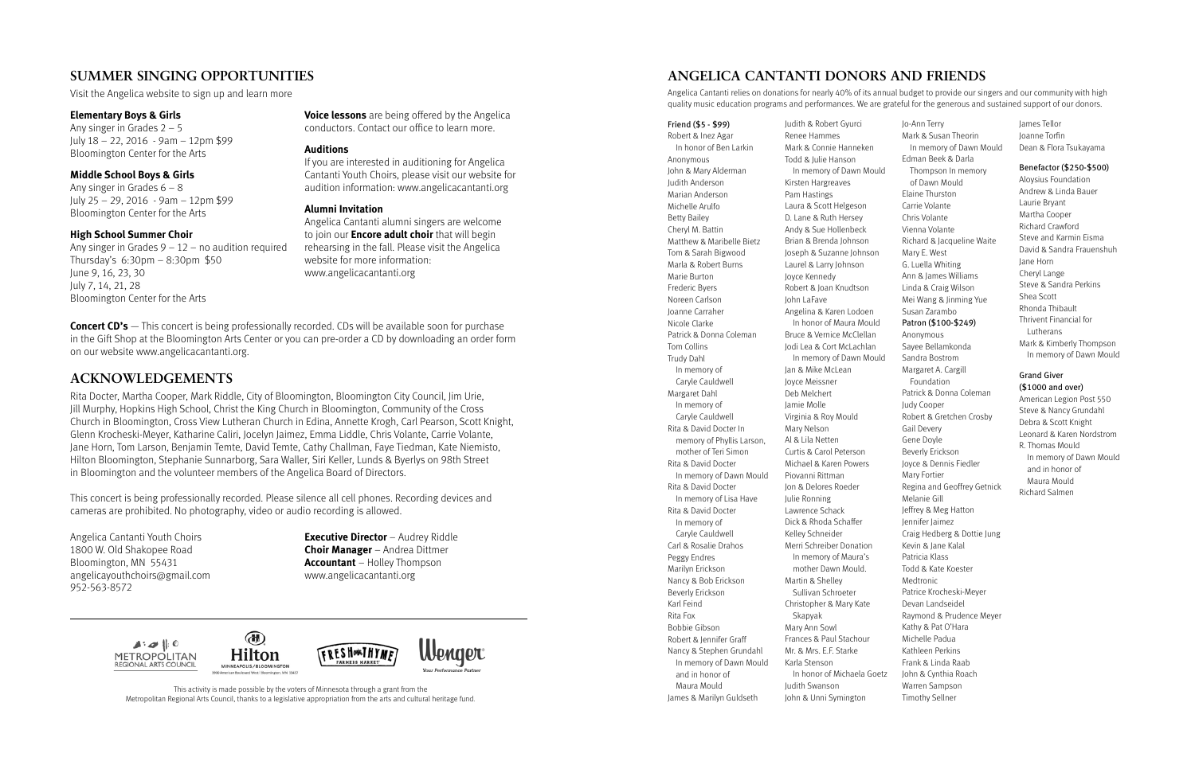## SUMMER SINGING OPPORTUNITIES

Visit the Angelica website to sign up and learn more

**Elementary Boys & Girls**
Any singer in Grades 2 – 5
July 18 – 22, 2016 - 9am – 12pm $99
Bloomington Center for the Arts

**Middle School Boys & Girls**
Any singer in Grades 6 – 8
July 25 – 29, 2016 - 9am – 12pm $99
Bloomington Center for the Arts

**High School Summer Choir**
Any singer in Grades 9 – 12 – no audition required
Thursday's 6:30pm – 8:30pm $50
June 9, 16, 23, 30
July 7, 14, 21, 28
Bloomington Center for the Arts

**Voice lessons** are being offered by the Angelica conductors. Contact our office to learn more.

**Auditions**
If you are interested in auditioning for Angelica Cantanti Youth Choirs, please visit our website for audition information: www.angelicacantanti.org

**Alumni Invitation**
Angelica Cantanti alumni singers are welcome to join our **Encore adult choir** that will begin rehearsing in the fall. Please visit the Angelica website for more information: www.angelicacantanti.org

**Concert CD's** — This concert is being professionally recorded. CDs will be available soon for purchase in the Gift Shop at the Bloomington Arts Center or you can pre-order a CD by downloading an order form on our website www.angelicacantanti.org.

## ACKNOWLEDGEMENTS

Rita Docter, Martha Cooper, Mark Riddle, City of Bloomington, Bloomington City Council, Jim Urie, Jill Murphy, Hopkins High School, Christ the King Church in Bloomington, Community of the Cross Church in Bloomington, Cross View Lutheran Church in Edina, Annette Krogh, Carl Pearson, Scott Knight, Glenn Krocheski-Meyer, Katharine Caliri, Jocelyn Jaimez, Emma Liddle, Chris Volante, Carrie Volante, Jane Horn, Tom Larson, Benjamin Temte, David Temte, Cathy Challman, Faye Tiedman, Kate Niemisto, Hilton Bloomington, Stephanie Sunnarborg, Sara Waller, Siri Keller, Lunds & Byerlys on 98th Street in Bloomington and the volunteer members of the Angelica Board of Directors.

This concert is being professionally recorded. Please silence all cell phones. Recording devices and cameras are prohibited. No photography, video or audio recording is allowed.

Angelica Cantanti Youth Choirs
1800 W. Old Shakopee Road
Bloomington, MN 55431
angelicayouthchoirs@gmail.com
952-563-8572

**Executive Director** – Audrey Riddle
**Choir Manager** – Andrea Dittmer
**Accountant** – Holley Thompson
www.angelicacantanti.org

This activity is made possible by the voters of Minnesota through a grant from the Metropolitan Regional Arts Council, thanks to a legislative appropriation from the arts and cultural heritage fund.

## ANGELICA CANTANTI DONORS AND FRIENDS

Angelica Cantanti relies on donations for nearly 40% of its annual budget to provide our singers and our community with high quality music education programs and performances. We are grateful for the generous and sustained support of our donors.

**Friend ($5 - $99)**
Robert & Inez Agar
In honor of Ben Larkin
Anonymous
John & Mary Alderman
Judith Anderson
Marian Anderson
Michelle Arulfo
Betty Bailey
Cheryl M. Battin
Matthew & Maribelle Bietz
Tom & Sarah Bigwood
Marla & Robert Burns
Marie Burton
Frederic Byers
Noreen Carlson
Joanne Carraher
Nicole Clarke
Patrick & Donna Coleman
Tom Collins
Trudy Dahl
In memory of Caryle Cauldwell
Margaret Dahl
In memory of Caryle Cauldwell
Rita & David Docter In memory of Phyllis Larson, mother of Teri Simon
Rita & David Docter
In memory of Dawn Mould
Rita & David Docter
In memory of Lisa Have
Rita & David Docter
In memory of Caryle Cauldwell
Carl & Rosalie Drahos
Peggy Endres
Marilyn Erickson
Nancy & Bob Erickson
Beverly Erickson
Karl Feind
Rita Fox
Bobbie Gibson
Robert & Jennifer Graff
Nancy & Stephen Grundahl
In memory of Dawn Mould and in honor of Maura Mould
James & Marilyn Guldseth
Judith & Robert Gyurci
Renee Hammes
Mark & Connie Hanneken
Todd & Julie Hanson
In memory of Dawn Mould
Kirsten Hargreaves
Pam Hastings
Laura & Scott Helgeson
D. Lane & Ruth Hersey
Andy & Sue Hollenbeck
Brian & Brenda Johnson
Joseph & Suzanne Johnson
Laurel & Larry Johnson
Joyce Kennedy
Robert & Joan Knudtson
John LaFave
Angelina & Karen Lodoen
In honor of Maura Mould
Bruce & Vernice McClellan
Jodi Lea & Cort McLachlan
In memory of Dawn Mould
Jan & Mike McLean
Joyce Meissner
Deb Melchert
Jamie Molle
Virginia & Roy Mould
Mary Nelson
Al & Lila Netten
Curtis & Carol Peterson
Michael & Karen Powers
Piovanni Rittman
Jon & Delores Roeder
Julie Ronning
Lawrence Schack
Dick & Rhoda Schaffer
Kelley Schneider
Merri Schreiber Donation
In memory of Maura's mother Dawn Mould.
Martin & Shelley Sullivan Schroeter
Christopher & Mary Kate Skapyak
Mary Ann Sowl
Frances & Paul Stachour
Mr. & Mrs. E.F. Starke
Karla Stenson
In honor of Michaela Goetz
Judith Swanson
John & Unni Symington
Jo-Ann Terry
Mark & Susan Theorin
In memory of Dawn Mould
Edman Beek & Darla Thompson In memory of Dawn Mould
Elaine Thurston
Carrie Volante
Chris Volante
Vienna Volante
Richard & Jacqueline Waite
Mary E. West
G. Luella Whiting
Ann & James Williams
Linda & Craig Wilson
Mei Wang & Jinming Yue
Susan Zarambo

**Patron ($100-$249)**
Anonymous
Sayee Bellamkonda
Sandra Bostrom
Margaret A. Cargill Foundation
Patrick & Donna Coleman
Judy Cooper
Robert & Gretchen Crosby
Gail Devery
Gene Doyle
Beverly Erickson
Joyce & Dennis Fiedler
Mary Fortier
Regina and Geoffrey Getnick
Melanie Gill
Jeffrey & Meg Hatton
Jennifer Jaimez
Craig Hedberg & Dottie Jung
Kevin & Jane Kalal
Patricia Klass
Todd & Kate Koester
Medtronic
Patrice Krocheski-Meyer
Devan Landseidel
Raymond & Prudence Meyer
Kathy & Pat O'Hara
Michelle Padua
Kathleen Perkins
Frank & Linda Raab
John & Cynthia Roach
Warren Sampson
Timothy Sellner
James Tellor
Joanne Torfin
Dean & Flora Tsukayama

**Benefactor ($250-$500)**
Aloysius Foundation
Andrew & Linda Bauer
Laurie Bryant
Martha Cooper
Richard Crawford
Steve and Karmin Eisma
David & Sandra Frauenshuh
Jane Horn
Cheryl Lange
Steve & Sandra Perkins
Shea Scott
Rhonda Thibault
Thrivent Financial for Lutherans
Mark & Kimberly Thompson
In memory of Dawn Mould

**Grand Giver ($1000 and over)**
American Legion Post 550
Steve & Nancy Grundahl
Debra & Scott Knight
Leonard & Karen Nordstrom
R. Thomas Mould
In memory of Dawn Mould and in honor of Maura Mould
Richard Salmen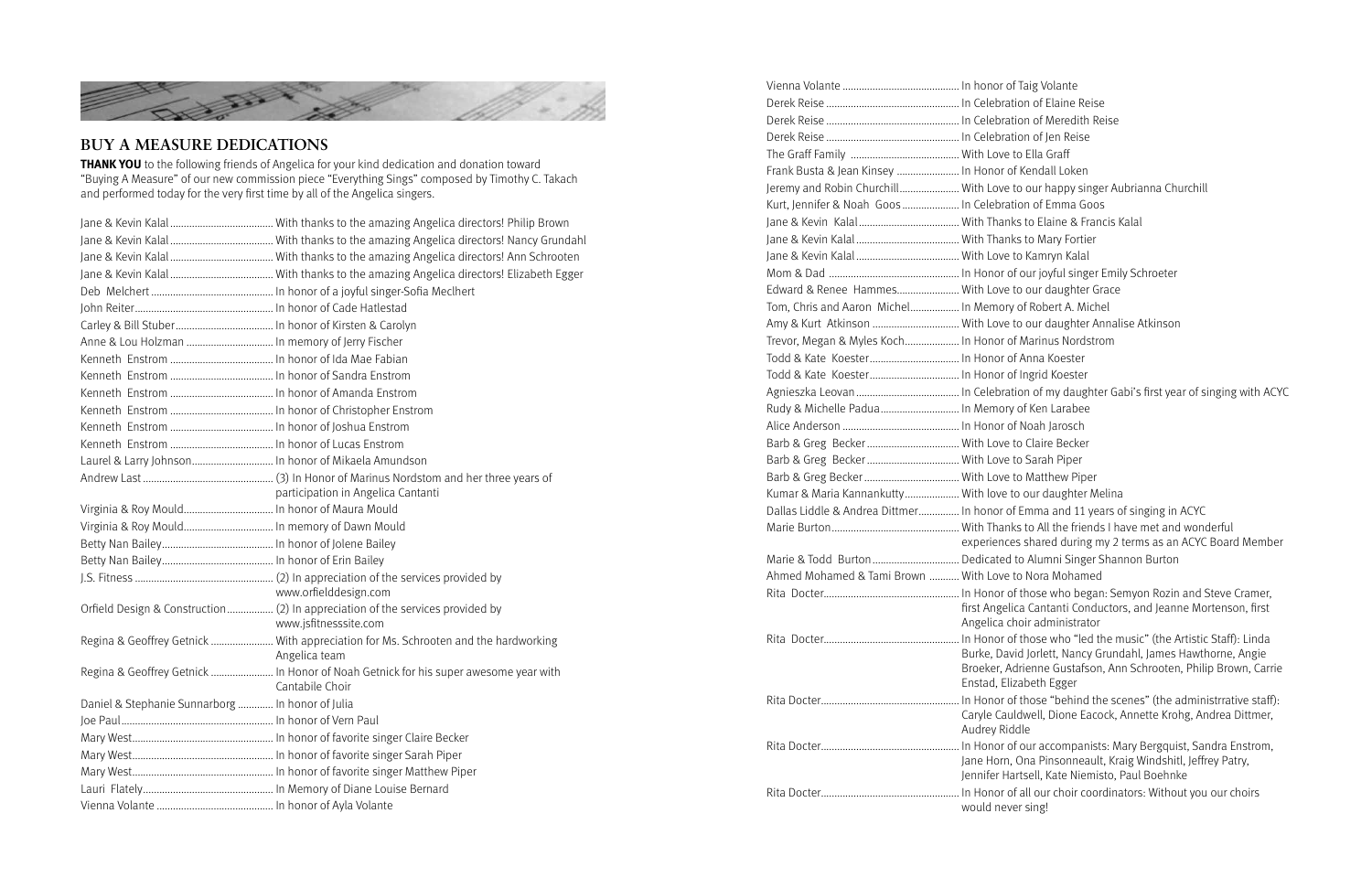## BUY A MEASURE DEDICATIONS

**THANK YOU** to the following friends of Angelica for your kind dedication and donation toward "Buying A Measure" of our new commission piece "Everything Sings" composed by Timothy C. Takach and performed today for the very first time by all of the Angelica singers.

| Donor | Dedication |
|---|---|
| Jane & Kevin Kalal | With thanks to the amazing Angelica directors! Philip Brown |
| Jane & Kevin Kalal | With thanks to the amazing Angelica directors! Nancy Grundahl |
| Jane & Kevin Kalal | With thanks to the amazing Angelica directors! Ann Schrooten |
| Jane & Kevin Kalal | With thanks to the amazing Angelica directors! Elizabeth Egger |
| Deb Melchert | In honor of a joyful singer-Sofia Meclhert |
| John Reiter | In honor of Cade Hatlestad |
| Carley & Bill Stuber | In honor of Kirsten & Carolyn |
| Anne & Lou Holzman | In memory of Jerry Fischer |
| Kenneth Enstrom | In honor of Ida Mae Fabian |
| Kenneth Enstrom | In honor of Sandra Enstrom |
| Kenneth Enstrom | In honor of Amanda Enstrom |
| Kenneth Enstrom | In honor of Christopher Enstrom |
| Kenneth Enstrom | In honor of Joshua Enstrom |
| Kenneth Enstrom | In honor of Lucas Enstrom |
| Laurel & Larry Johnson | In honor of Mikaela Amundson |
| Andrew Last | (3) In Honor of Marinus Nordstom and her three years of participation in Angelica Cantanti |
| Virginia & Roy Mould | In honor of Maura Mould |
| Virginia & Roy Mould | In memory of Dawn Mould |
| Betty Nan Bailey | In honor of Jolene Bailey |
| Betty Nan Bailey | In honor of Erin Bailey |
| J.S. Fitness | (2) In appreciation of the services provided by www.orfielddesign.com |
| Orfield Design & Construction | (2) In appreciation of the services provided by www.jsfitnesssite.com |
| Regina & Geoffrey Getnick | With appreciation for Ms. Schrooten and the hardworking Angelica team |
| Regina & Geoffrey Getnick | In Honor of Noah Getnick for his super awesome year with Cantabile Choir |
| Daniel & Stephanie Sunnarborg | In honor of Julia |
| Joe Paul | In honor of Vern Paul |
| Mary West | In honor of favorite singer Claire Becker |
| Mary West | In honor of favorite singer Sarah Piper |
| Mary West | In honor of favorite singer Matthew Piper |
| Lauri Flately | In Memory of Diane Louise Bernard |
| Vienna Volante | In honor of Ayla Volante |
| Vienna Volante | In honor of Taig Volante |
| Derek Reise | In Celebration of Elaine Reise |
| Derek Reise | In Celebration of Meredith Reise |
| Derek Reise | In Celebration of Jen Reise |
| The Graff Family | With Love to Ella Graff |
| Frank Busta & Jean Kinsey | In Honor of Kendall Loken |
| Jeremy and Robin Churchill | With Love to our happy singer Aubrianna Churchill |
| Kurt, Jennifer & Noah Goos | In Celebration of Emma Goos |
| Jane & Kevin Kalal | With Thanks to Elaine & Francis Kalal |
| Jane & Kevin Kalal | With Thanks to Mary Fortier |
| Jane & Kevin Kalal | With Love to Kamryn Kalal |
| Mom & Dad | In Honor of our joyful singer Emily Schroeter |
| Edward & Renee Hammes | With Love to our daughter Grace |
| Tom, Chris and Aaron Michel | In Memory of Robert A. Michel |
| Amy & Kurt Atkinson | With Love to our daughter Annalise Atkinson |
| Trevor, Megan & Myles Koch | In Honor of Marinus Nordstrom |
| Todd & Kate Koester | In Honor of Anna Koester |
| Todd & Kate Koester | In Honor of Ingrid Koester |
| Agnieszka Leovan | In Celebration of my daughter Gabi's first year of singing with ACYC |
| Rudy & Michelle Padua | In Memory of Ken Larabee |
| Alice Anderson | In Honor of Noah Jarosch |
| Barb & Greg Becker | With Love to Claire Becker |
| Barb & Greg Becker | With Love to Sarah Piper |
| Barb & Greg Becker | With Love to Matthew Piper |
| Kumar & Maria Kannankutty | With love to our daughter Melina |
| Dallas Liddle & Andrea Dittmer | In honor of Emma and 11 years of singing in ACYC |
| Marie Burton | With Thanks to All the friends I have met and wonderful experiences shared during my 2 terms as an ACYC Board Member |
| Marie & Todd Burton | Dedicated to Alumni Singer Shannon Burton |
| Ahmed Mohamed & Tami Brown | With Love to Nora Mohamed |
| Rita Docter | In Honor of those who began: Semyon Rozin and Steve Cramer, first Angelica Cantanti Conductors, and Jeanne Mortenson, first Angelica choir administrator |
| Rita Docter | In Honor of those who "led the music" (the Artistic Staff): Linda Burke, David Jorlett, Nancy Grundahl, James Hawthorne, Angie Broeker, Adrienne Gustafson, Ann Schrooten, Philip Brown, Carrie Enstad, Elizabeth Egger |
| Rita Docter | In Honor of those "behind the scenes" (the administrrative staff): Caryle Cauldwell, Dione Eacock, Annette Krohg, Andrea Dittmer, Audrey Riddle |
| Rita Docter | In Honor of our accompanists: Mary Bergquist, Sandra Enstrom, Jane Horn, Ona Pinsonneault, Kraig Windshitl, Jeffrey Patry, Jennifer Hartsell, Kate Niemisto, Paul Boehnke |
| Rita Docter | In Honor of all our choir coordinators: Without you our choirs would never sing! |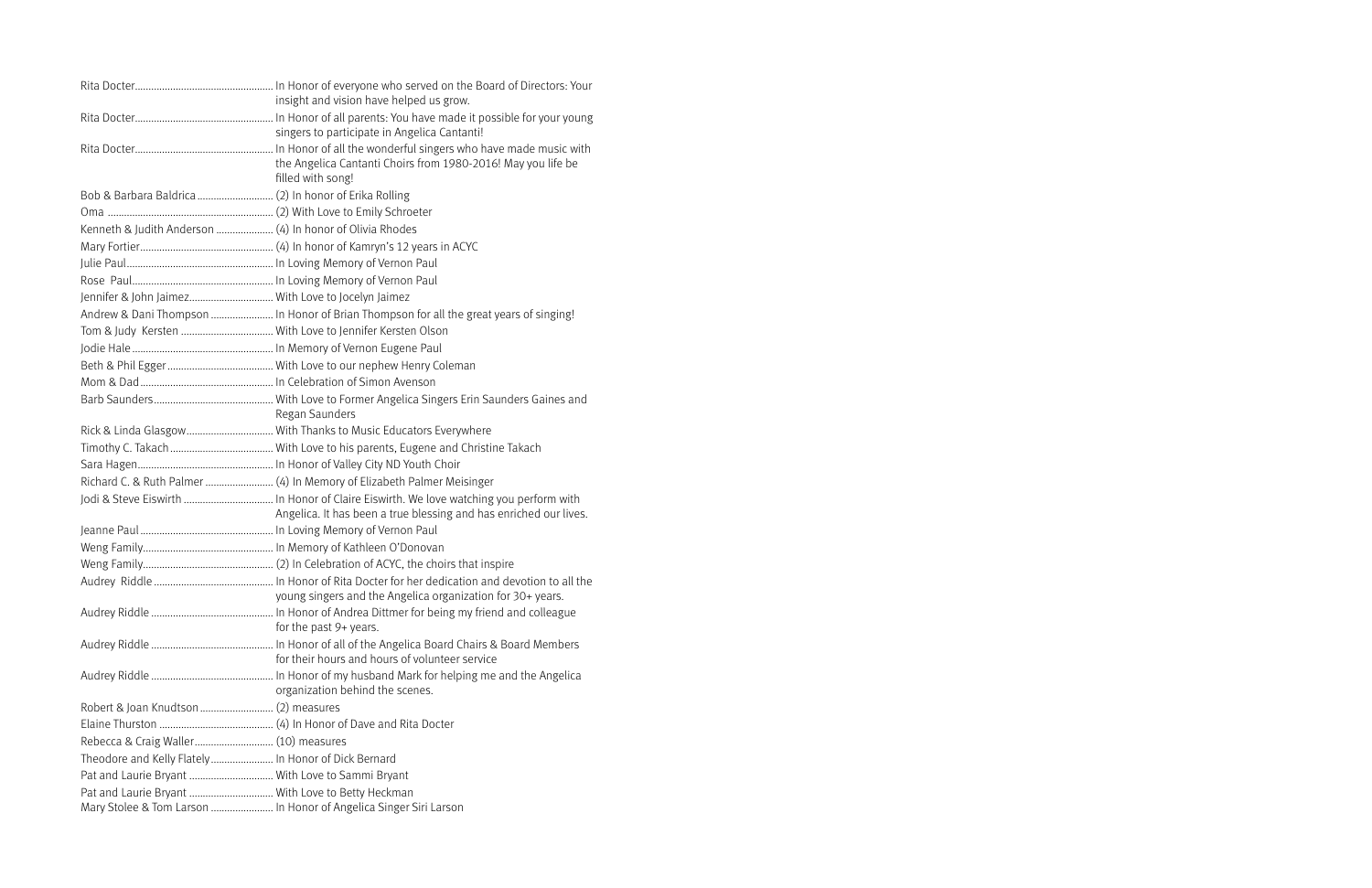| | |
|---|---|
| Rita Docter | In Honor of everyone who served on the Board of Directors: Your insight and vision have helped us grow. |
| Rita Docter | In Honor of all parents: You have made it possible for your young singers to participate in Angelica Cantanti! |
| Rita Docter | In Honor of all the wonderful singers who have made music with the Angelica Cantanti Choirs from 1980-2016! May you life be filled with song! |
| Bob & Barbara Baldrica | (2) In honor of Erika Rolling |
| Oma | (2) With Love to Emily Schroeter |
| Kenneth & Judith Anderson | (4) In honor of Olivia Rhodes |
| Mary Fortier | (4) In honor of Kamryn's 12 years in ACYC |
| Julie Paul | In Loving Memory of Vernon Paul |
| Rose Paul | In Loving Memory of Vernon Paul |
| Jennifer & John Jaimez | With Love to Jocelyn Jaimez |
| Andrew & Dani Thompson | In Honor of Brian Thompson for all the great years of singing! |
| Tom & Judy Kersten | With Love to Jennifer Kersten Olson |
| Jodie Hale | In Memory of Vernon Eugene Paul |
| Beth & Phil Egger | With Love to our nephew Henry Coleman |
| Mom & Dad | In Celebration of Simon Avenson |
| Barb Saunders | With Love to Former Angelica Singers Erin Saunders Gaines and Regan Saunders |
| Rick & Linda Glasgow | With Thanks to Music Educators Everywhere |
| Timothy C. Takach | With Love to his parents, Eugene and Christine Takach |
| Sara Hagen | In Honor of Valley City ND Youth Choir |
| Richard C. & Ruth Palmer | (4) In Memory of Elizabeth Palmer Meisinger |
| Jodi & Steve Eiswirth | In Honor of Claire Eiswirth. We love watching you perform with Angelica. It has been a true blessing and has enriched our lives. |
| Jeanne Paul | In Loving Memory of Vernon Paul |
| Weng Family | In Memory of Kathleen O'Donovan |
| Weng Family | (2) In Celebration of ACYC, the choirs that inspire |
| Audrey Riddle | In Honor of Rita Docter for her dedication and devotion to all the young singers and the Angelica organization for 30+ years. |
| Audrey Riddle | In Honor of Andrea Dittmer for being my friend and colleague for the past 9+ years. |
| Audrey Riddle | In Honor of all of the Angelica Board Chairs & Board Members for their hours and hours of volunteer service |
| Audrey Riddle | In Honor of my husband Mark for helping me and the Angelica organization behind the scenes. |
| Robert & Joan Knudtson | (2) measures |
| Elaine Thurston | (4) In Honor of Dave and Rita Docter |
| Rebecca & Craig Waller | (10) measures |
| Theodore and Kelly Flately | In Honor of Dick Bernard |
| Pat and Laurie Bryant | With Love to Sammi Bryant |
| Pat and Laurie Bryant | With Love to Betty Heckman |
| Mary Stolee & Tom Larson | In Honor of Angelica Singer Siri Larson |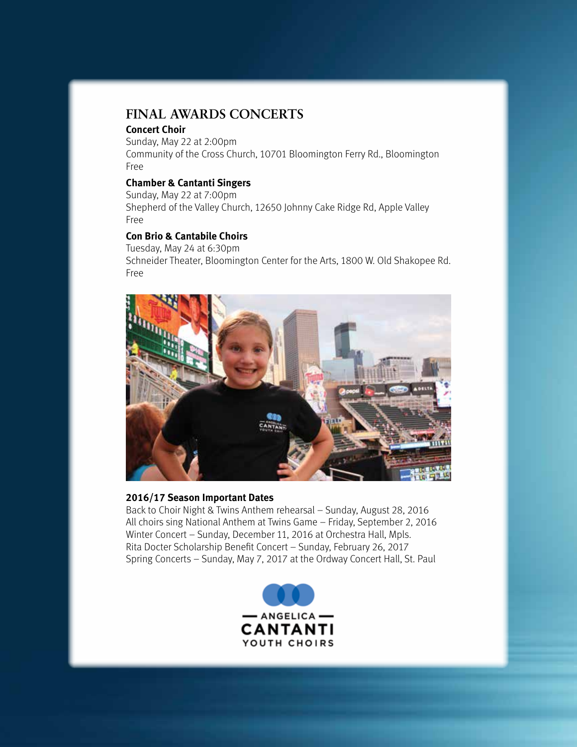## FINAL AWARDS CONCERTS

**Concert Choir**
Sunday, May 22 at 2:00pm
Community of the Cross Church, 10701 Bloomington Ferry Rd., Bloomington
Free

**Chamber & Cantanti Singers**
Sunday, May 22 at 7:00pm
Shepherd of the Valley Church, 12650 Johnny Cake Ridge Rd, Apple Valley
Free

**Con Brio & Cantabile Choirs**
Tuesday, May 24 at 6:30pm
Schneider Theater, Bloomington Center for the Arts, 1800 W. Old Shakopee Rd.
Free

**2016/17 Season Important Dates**
Back to Choir Night & Twins Anthem rehearsal – Sunday, August 28, 2016
All choirs sing National Anthem at Twins Game – Friday, September 2, 2016
Winter Concert – Sunday, December 11, 2016 at Orchestra Hall, Mpls.
Rita Docter Scholarship Benefit Concert – Sunday, February 26, 2017
Spring Concerts – Sunday, May 7, 2017 at the Ordway Concert Hall, St. Paul

— ANGELICA —
CANTANTI
YOUTH CHOIRS